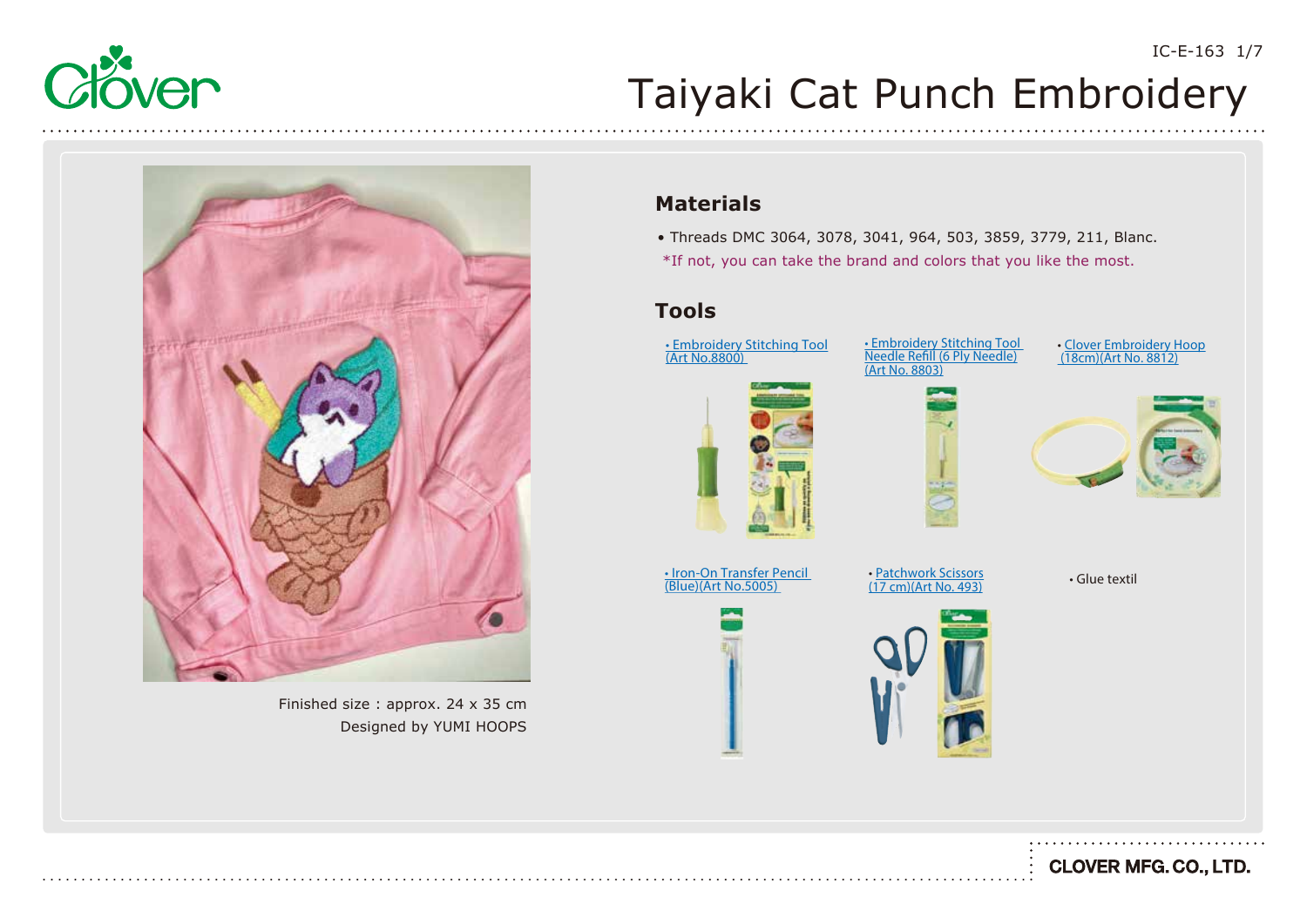# Taiyaki Cat Punch Embroidery

Finished size : approx. 24 x 35 cm

Designed by YUMI HOOPS

## Materials

- Threads DMC 3064, 3078, 3041, 964, 503, 3859, 3779, 211, Blanc.

*If not, you can take the brand and colors that you like the most.

## Tools

- Embroidery Stitching Tool (Art No.8800)
- Embroidery Stitching Tool Needle Refill (6 Ply Needle) (Art No. 8803)
- Clover Embroidery Hoop (18cm)(Art No. 8812)
- Iron-On Transfer Pencil (Blue)(Art No.5005)
- Patchwork Scissors (17 cm)(Art No. 493)
- Glue textil

CLOVER MFG. CO., LTD.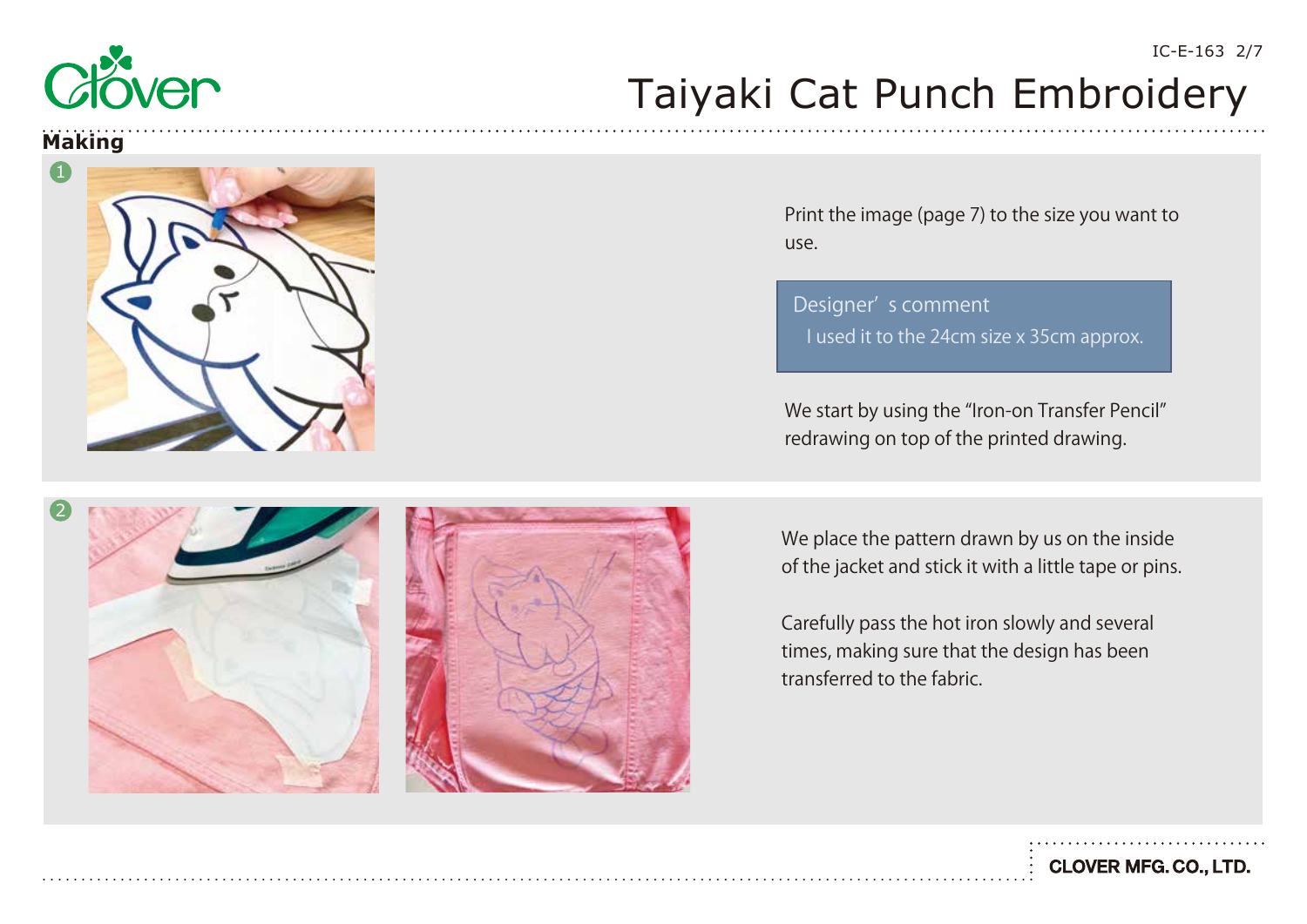## Making

1

Print the image (page 7) to the size you want to use.

> Designer' s comment
> I used it to the 24cm size x 35cm approx.

We start by using the "Iron-on Transfer Pencil" redrawing on top of the printed drawing.

2

We place the pattern drawn by us on the inside of the jacket and stick it with a little tape or pins.

Carefully pass the hot iron slowly and several times, making sure that the design has been transferred to the fabric.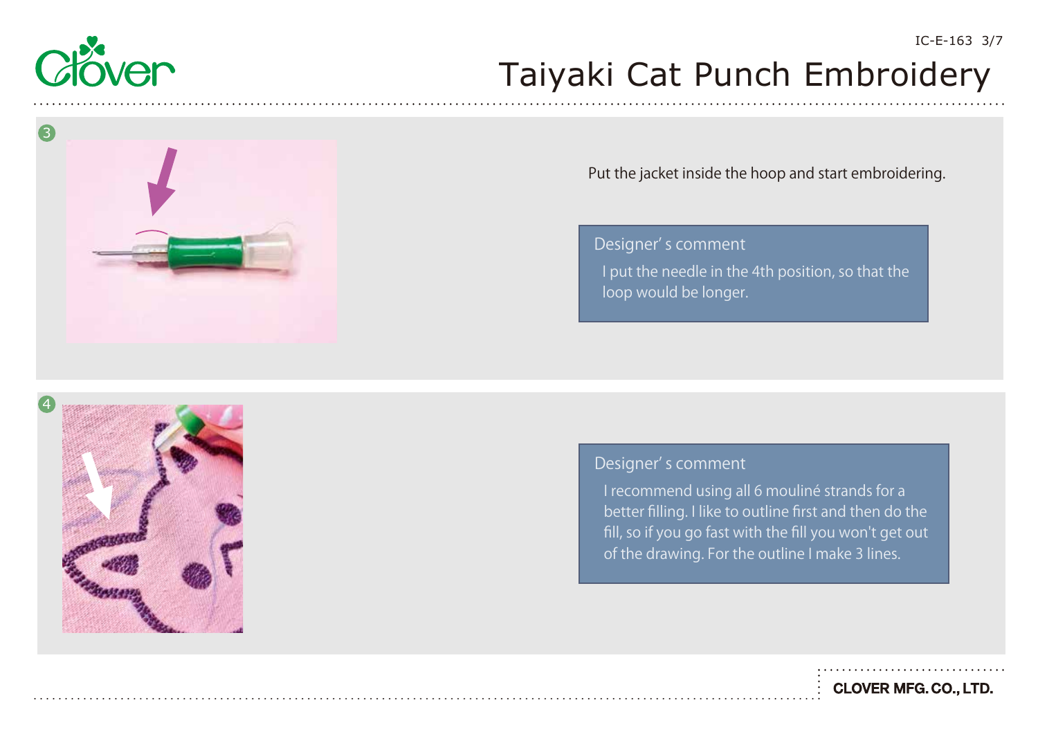# Taiyaki Cat Punch Embroidery

3

Put the jacket inside the hoop and start embroidering.

**Designer' s comment**

I put the needle in the 4th position, so that the loop would be longer.

4

**Designer' s comment**

I recommend using all 6 mouliné strands for a better filling. I like to outline first and then do the fill, so if you go fast with the fill you won't get out of the drawing. For the outline I make 3 lines.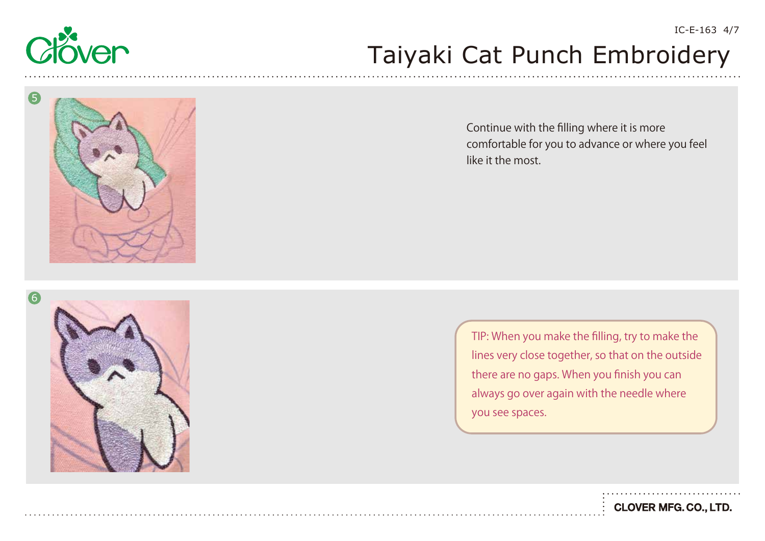5

Continue with the filling where it is more comfortable for you to advance or where you feel like it the most.

6

TIP: When you make the filling, try to make the lines very close together, so that on the outside there are no gaps. When you finish you can always go over again with the needle where you see spaces.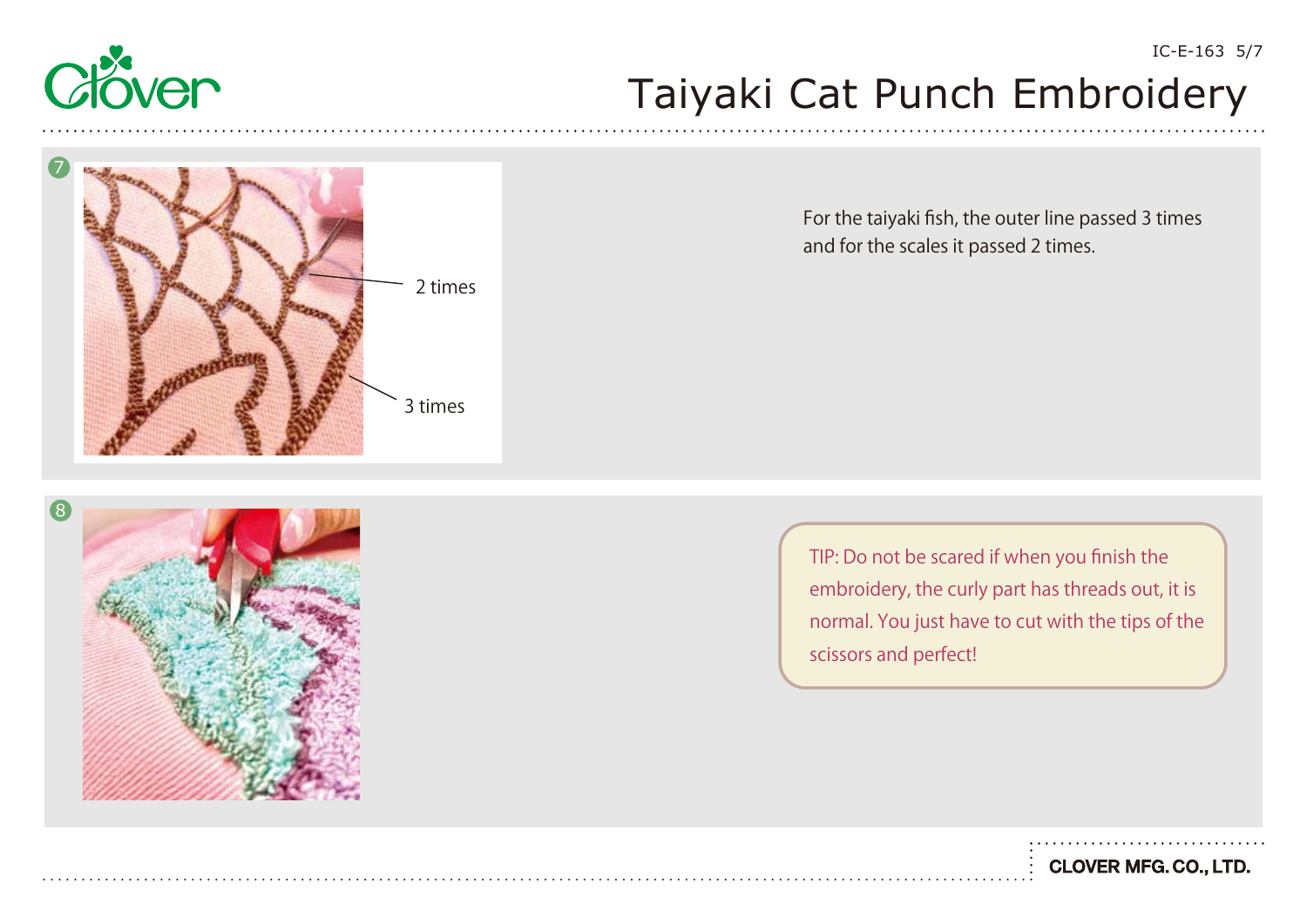# Taiyaki Cat Punch Embroidery

7

2 times

3 times

For the taiyaki fish, the outer line passed 3 times and for the scales it passed 2 times.

8

TIP: Do not be scared if when you finish the embroidery, the curly part has threads out, it is normal. You just have to cut with the tips of the scissors and perfect!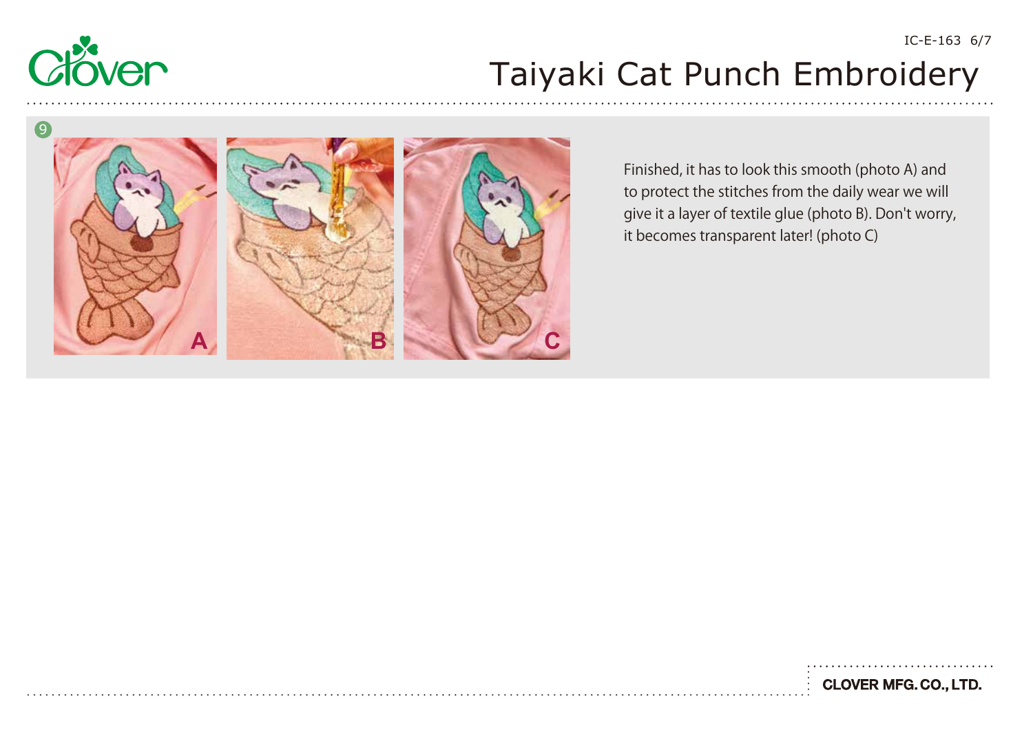9

Finished, it has to look this smooth (photo A) and to protect the stitches from the daily wear we will give it a layer of textile glue (photo B). Don't worry, it becomes transparent later! (photo C)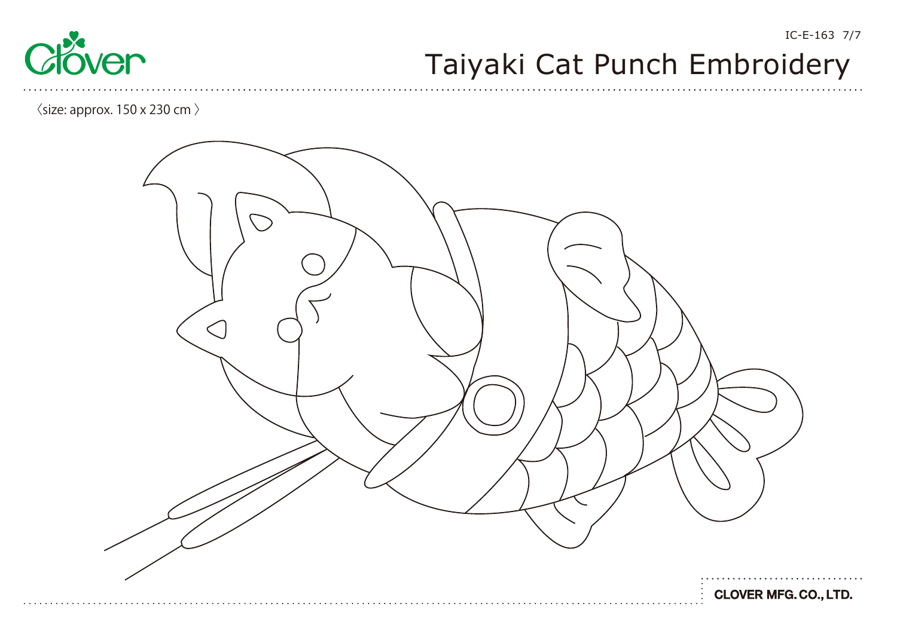# Taiyaki Cat Punch Embroidery

〈size: approx. 150 x 230 cm〉